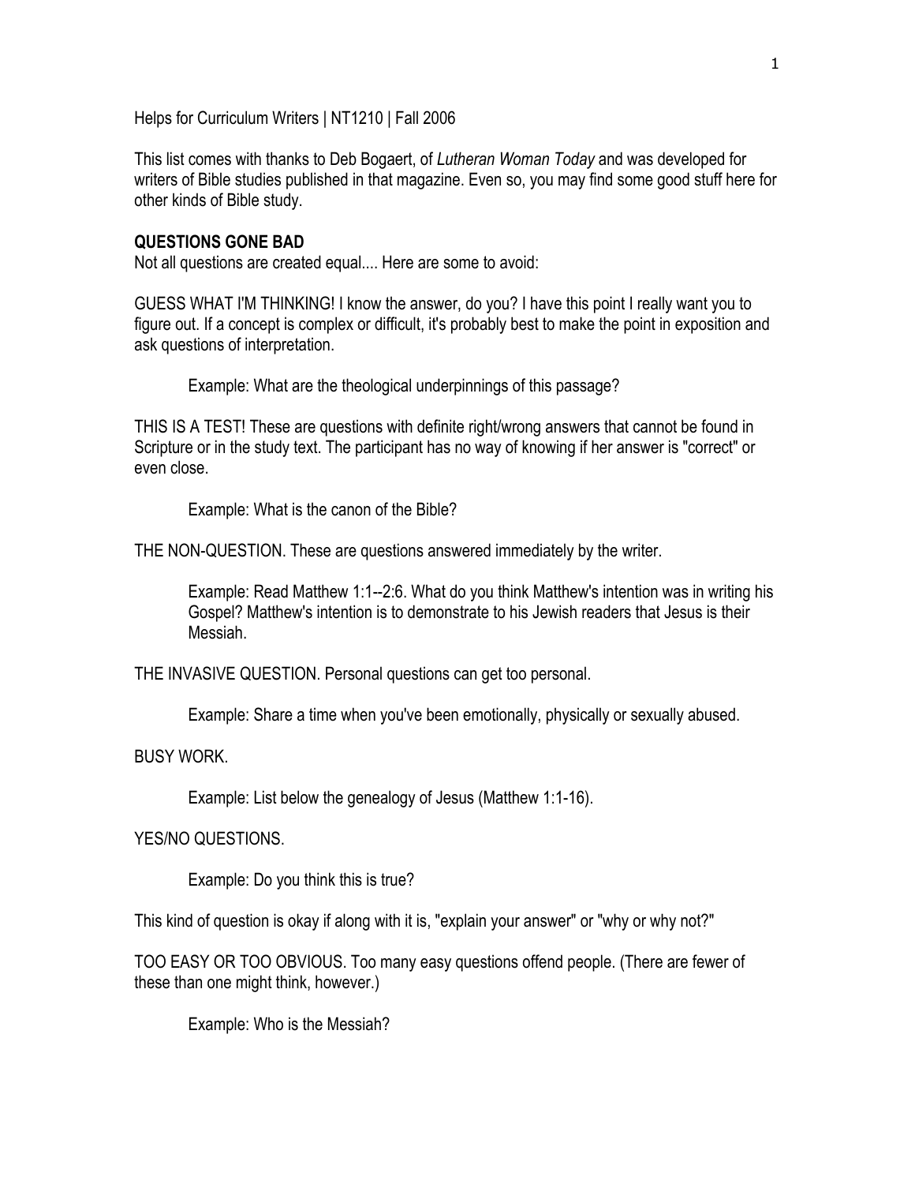Helps for Curriculum Writers | NT1210 | Fall 2006

This list comes with thanks to Deb Bogaert, of *Lutheran Woman Today* and was developed for writers of Bible studies published in that magazine. Even so, you may find some good stuff here for other kinds of Bible study.

## QUESTIONS GONE BAD

Not all questions are created equal.... Here are some to avoid:

GUESS WHAT I'M THINKING! I know the answer, do you? I have this point I really want you to figure out. If a concept is complex or difficult, it's probably best to make the point in exposition and ask questions of interpretation.

> Example: What are the theological underpinnings of this passage?

THIS IS A TEST! These are questions with definite right/wrong answers that cannot be found in Scripture or in the study text. The participant has no way of knowing if her answer is "correct" or even close.

> Example: What is the canon of the Bible?

THE NON-QUESTION. These are questions answered immediately by the writer.

> Example: Read Matthew 1:1--2:6. What do you think Matthew's intention was in writing his Gospel? Matthew's intention is to demonstrate to his Jewish readers that Jesus is their Messiah.

THE INVASIVE QUESTION. Personal questions can get too personal.

> Example: Share a time when you've been emotionally, physically or sexually abused.

BUSY WORK.

> Example: List below the genealogy of Jesus (Matthew 1:1-16).

YES/NO QUESTIONS.

> Example: Do you think this is true?

This kind of question is okay if along with it is, "explain your answer" or "why or why not?"

TOO EASY OR TOO OBVIOUS. Too many easy questions offend people. (There are fewer of these than one might think, however.)

> Example: Who is the Messiah?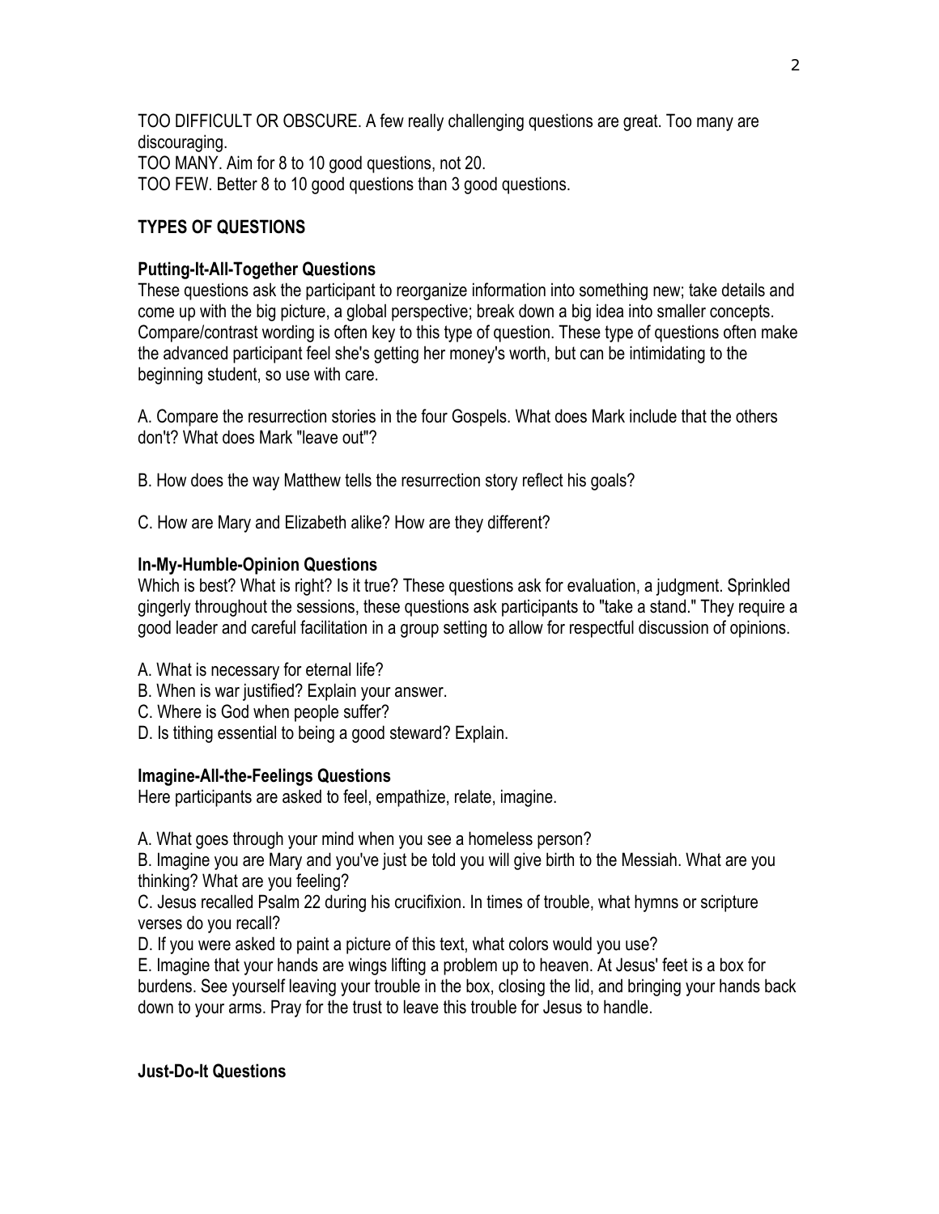TOO DIFFICULT OR OBSCURE. A few really challenging questions are great. Too many are discouraging.
TOO MANY. Aim for 8 to 10 good questions, not 20.
TOO FEW. Better 8 to 10 good questions than 3 good questions.

## TYPES OF QUESTIONS

### Putting-It-All-Together Questions

These questions ask the participant to reorganize information into something new; take details and come up with the big picture, a global perspective; break down a big idea into smaller concepts. Compare/contrast wording is often key to this type of question. These type of questions often make the advanced participant feel she's getting her money's worth, but can be intimidating to the beginning student, so use with care.

A. Compare the resurrection stories in the four Gospels. What does Mark include that the others don't? What does Mark "leave out"?

B. How does the way Matthew tells the resurrection story reflect his goals?

C. How are Mary and Elizabeth alike? How are they different?

### In-My-Humble-Opinion Questions

Which is best? What is right? Is it true? These questions ask for evaluation, a judgment. Sprinkled gingerly throughout the sessions, these questions ask participants to "take a stand." They require a good leader and careful facilitation in a group setting to allow for respectful discussion of opinions.

A. What is necessary for eternal life?
B. When is war justified? Explain your answer.
C. Where is God when people suffer?
D. Is tithing essential to being a good steward? Explain.

### Imagine-All-the-Feelings Questions

Here participants are asked to feel, empathize, relate, imagine.

A. What goes through your mind when you see a homeless person?
B. Imagine you are Mary and you've just be told you will give birth to the Messiah. What are you thinking? What are you feeling?
C. Jesus recalled Psalm 22 during his crucifixion. In times of trouble, what hymns or scripture verses do you recall?
D. If you were asked to paint a picture of this text, what colors would you use?
E. Imagine that your hands are wings lifting a problem up to heaven. At Jesus' feet is a box for burdens. See yourself leaving your trouble in the box, closing the lid, and bringing your hands back down to your arms. Pray for the trust to leave this trouble for Jesus to handle.

### Just-Do-It Questions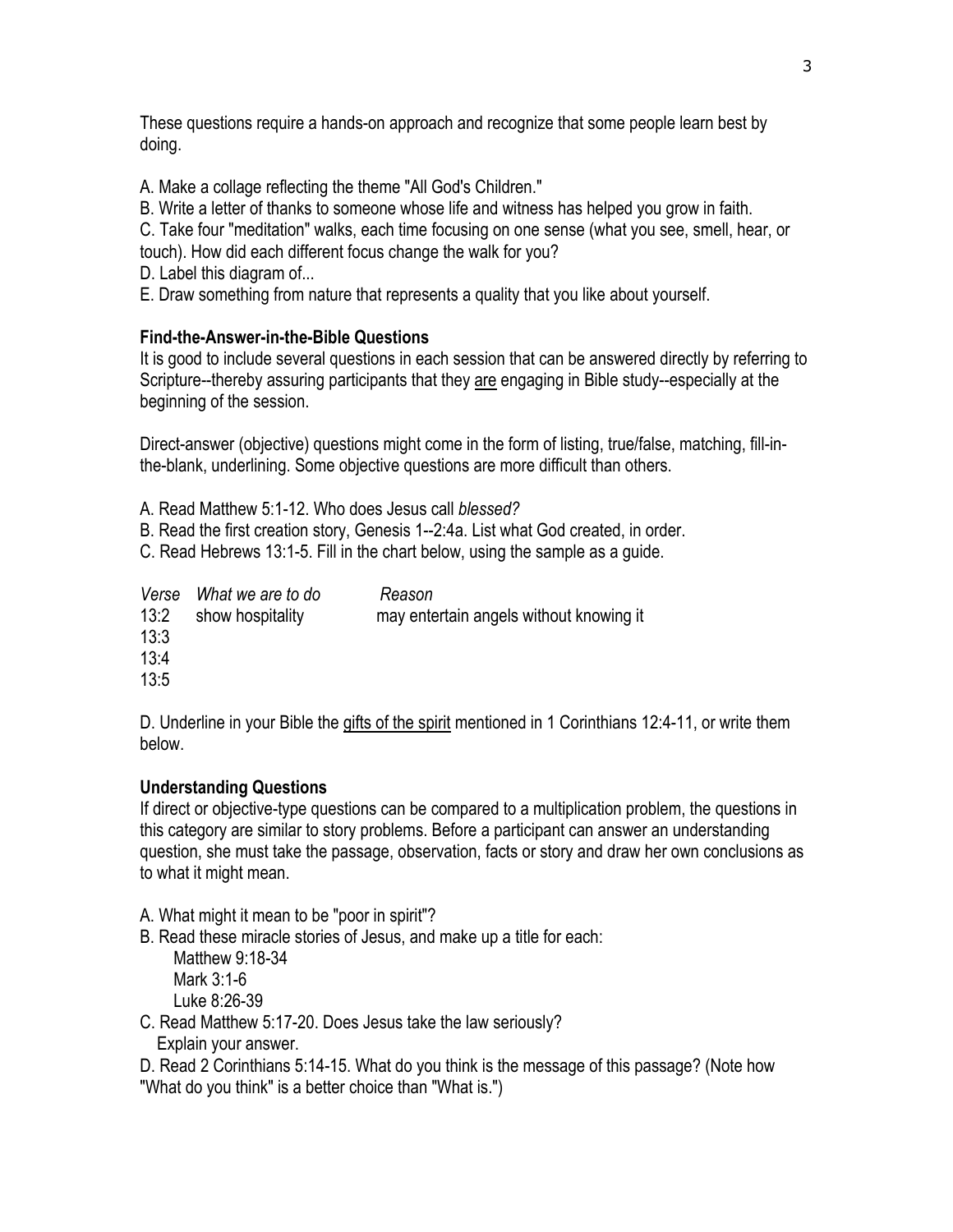These questions require a hands-on approach and recognize that some people learn best by doing.

A. Make a collage reflecting the theme "All God's Children."
B. Write a letter of thanks to someone whose life and witness has helped you grow in faith.
C. Take four "meditation" walks, each time focusing on one sense (what you see, smell, hear, or touch). How did each different focus change the walk for you?
D. Label this diagram of...
E. Draw something from nature that represents a quality that you like about yourself.

**Find-the-Answer-in-the-Bible Questions**
It is good to include several questions in each session that can be answered directly by referring to Scripture--thereby assuring participants that they <u>are</u> engaging in Bible study--especially at the beginning of the session.

Direct-answer (objective) questions might come in the form of listing, true/false, matching, fill-in-the-blank, underlining. Some objective questions are more difficult than others.

A. Read Matthew 5:1-12. Who does Jesus call *blessed?*
B. Read the first creation story, Genesis 1--2:4a. List what God created, in order.
C. Read Hebrews 13:1-5. Fill in the chart below, using the sample as a guide.

| *Verse* | *What we are to do* | *Reason* |
|---|---|---|
| 13:2 | show hospitality | may entertain angels without knowing it |
| 13:3 | | |
| 13:4 | | |
| 13:5 | | |

D. Underline in your Bible the <u>gifts of the spirit</u> mentioned in 1 Corinthians 12:4-11, or write them below.

**Understanding Questions**
If direct or objective-type questions can be compared to a multiplication problem, the questions in this category are similar to story problems. Before a participant can answer an understanding question, she must take the passage, observation, facts or story and draw her own conclusions as to what it might mean.

A. What might it mean to be "poor in spirit"?
B. Read these miracle stories of Jesus, and make up a title for each:
   Matthew 9:18-34
   Mark 3:1-6
   Luke 8:26-39
C. Read Matthew 5:17-20. Does Jesus take the law seriously?
   Explain your answer.
D. Read 2 Corinthians 5:14-15. What do you think is the message of this passage? (Note how "What do you think" is a better choice than "What is.")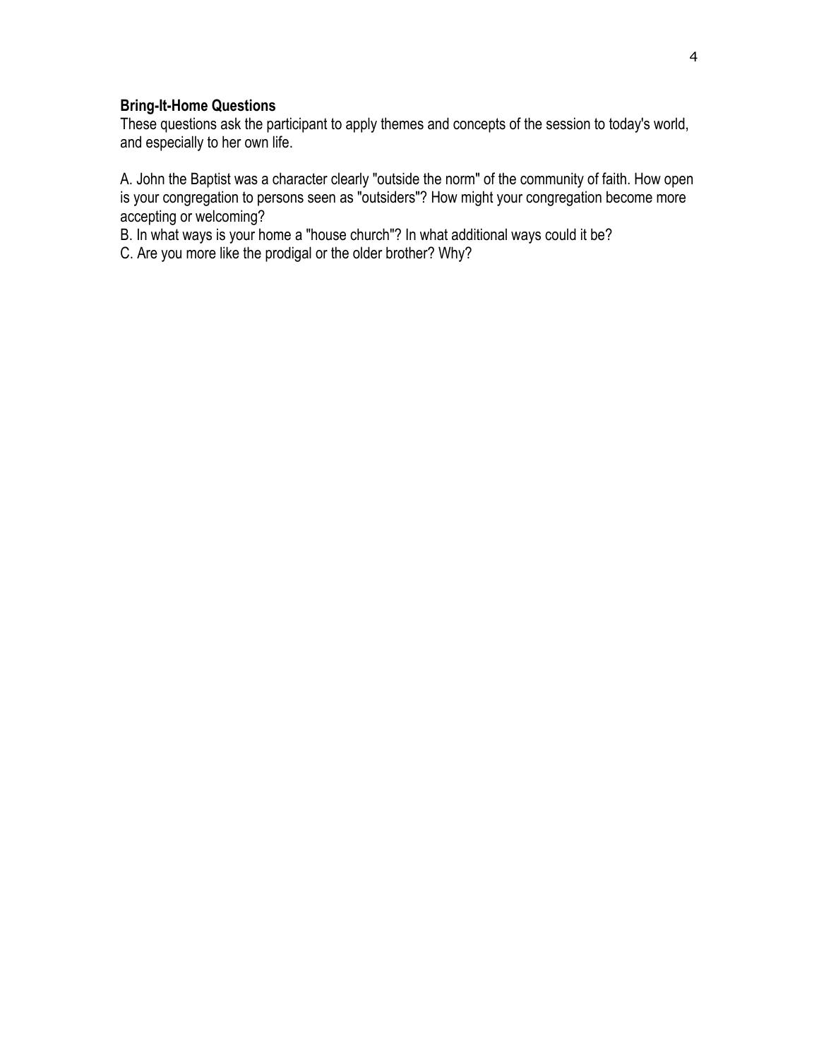**Bring-It-Home Questions**
These questions ask the participant to apply themes and concepts of the session to today's world, and especially to her own life.

A. John the Baptist was a character clearly "outside the norm" of the community of faith. How open is your congregation to persons seen as "outsiders"? How might your congregation become more accepting or welcoming?
B. In what ways is your home a "house church"? In what additional ways could it be?
C. Are you more like the prodigal or the older brother? Why?